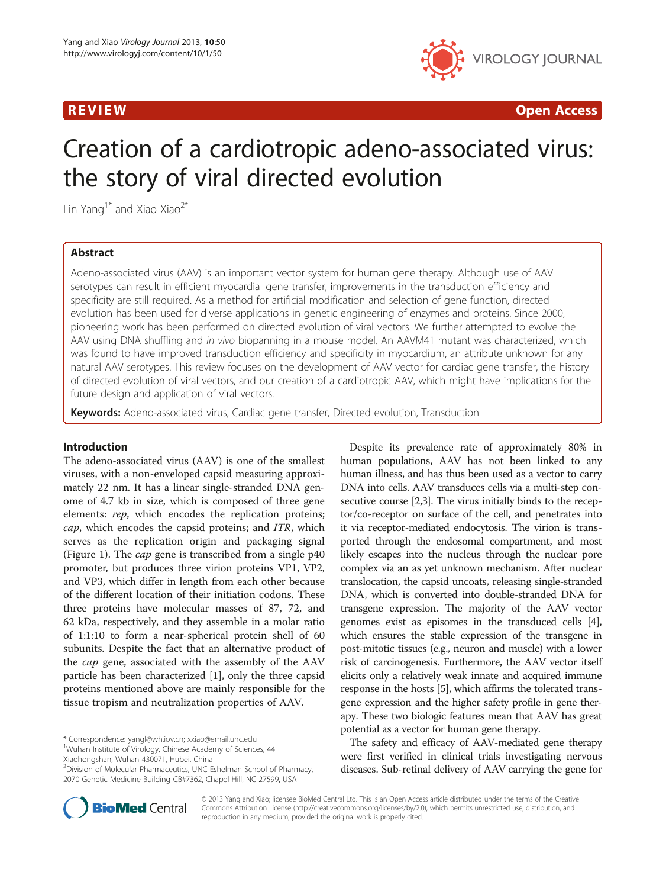REVIEW  Open Access

# Creation of a cardiotropic adeno-associated virus: the story of viral directed evolution

Lin Yang[1*] and Xiao Xiao[2*]

## Abstract

Adeno-associated virus (AAV) is an important vector system for human gene therapy. Although use of AAV serotypes can result in efficient myocardial gene transfer, improvements in the transduction efficiency and specificity are still required. As a method for artificial modification and selection of gene function, directed evolution has been used for diverse applications in genetic engineering of enzymes and proteins. Since 2000, pioneering work has been performed on directed evolution of viral vectors. We further attempted to evolve the AAV using DNA shuffling and *in vivo* biopanning in a mouse model. An AAVM41 mutant was characterized, which was found to have improved transduction efficiency and specificity in myocardium, an attribute unknown for any natural AAV serotypes. This review focuses on the development of AAV vector for cardiac gene transfer, the history of directed evolution of viral vectors, and our creation of a cardiotropic AAV, which might have implications for the future design and application of viral vectors.

**Keywords:** Adeno-associated virus, Cardiac gene transfer, Directed evolution, Transduction

## Introduction

The adeno-associated virus (AAV) is one of the smallest viruses, with a non-enveloped capsid measuring approximately 22 nm. It has a linear single-stranded DNA genome of 4.7 kb in size, which is composed of three gene elements: *rep*, which encodes the replication proteins; *cap*, which encodes the capsid proteins; and *ITR*, which serves as the replication origin and packaging signal (Figure 1). The *cap* gene is transcribed from a single p40 promoter, but produces three virion proteins VP1, VP2, and VP3, which differ in length from each other because of the different location of their initiation codons. These three proteins have molecular masses of 87, 72, and 62 kDa, respectively, and they assemble in a molar ratio of 1:1:10 to form a near-spherical protein shell of 60 subunits. Despite the fact that an alternative product of the *cap* gene, associated with the assembly of the AAV particle has been characterized [1], only the three capsid proteins mentioned above are mainly responsible for the tissue tropism and neutralization properties of AAV.

Despite its prevalence rate of approximately 80% in human populations, AAV has not been linked to any human illness, and has thus been used as a vector to carry DNA into cells. AAV transduces cells via a multi-step consecutive course [2,3]. The virus initially binds to the receptor/co-receptor on surface of the cell, and penetrates into it via receptor-mediated endocytosis. The virion is transported through the endosomal compartment, and most likely escapes into the nucleus through the nuclear pore complex via an as yet unknown mechanism. After nuclear translocation, the capsid uncoats, releasing single-stranded DNA, which is converted into double-stranded DNA for transgene expression. The majority of the AAV vector genomes exist as episomes in the transduced cells [4], which ensures the stable expression of the transgene in post-mitotic tissues (e.g., neuron and muscle) with a lower risk of carcinogenesis. Furthermore, the AAV vector itself elicits only a relatively weak innate and acquired immune response in the hosts [5], which affirms the tolerated transgene expression and the higher safety profile in gene therapy. These two biologic features mean that AAV has great potential as a vector for human gene therapy.

The safety and efficacy of AAV-mediated gene therapy were first verified in clinical trials investigating nervous diseases. Sub-retinal delivery of AAV carrying the gene for

\* Correspondence: yangl@wh.iov.cn; xxiao@email.unc.edu
[1]Wuhan Institute of Virology, Chinese Academy of Sciences, 44 Xiaohongshan, Wuhan 430071, Hubei, China
[2]Division of Molecular Pharmaceutics, UNC Eshelman School of Pharmacy, 2070 Genetic Medicine Building CB#7362, Chapel Hill, NC 27599, USA

© 2013 Yang and Xiao; licensee BioMed Central Ltd. This is an Open Access article distributed under the terms of the Creative Commons Attribution License (http://creativecommons.org/licenses/by/2.0), which permits unrestricted use, distribution, and reproduction in any medium, provided the original work is properly cited.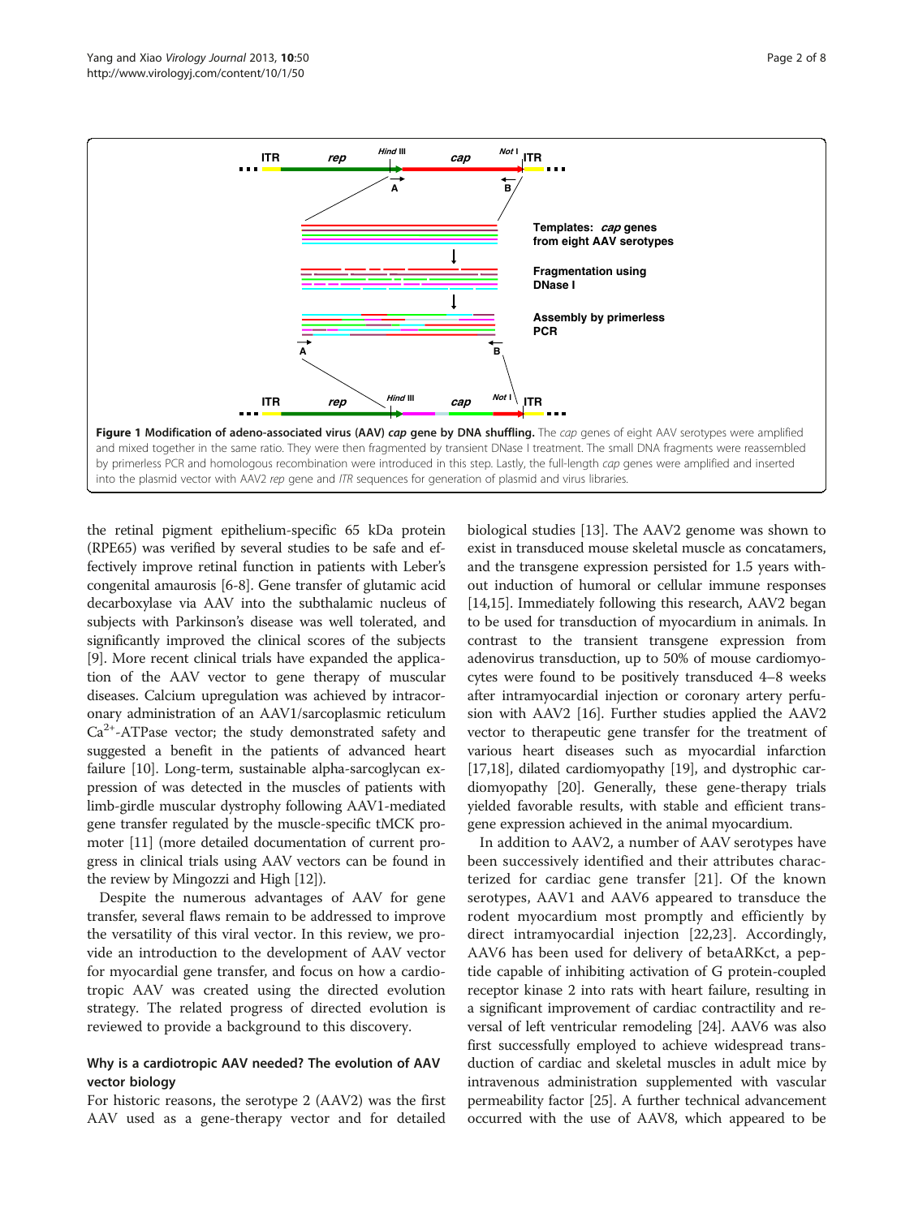**Figure 1 Modification of adeno-associated virus (AAV) *cap* gene by DNA shuffling.** The *cap* genes of eight AAV serotypes were amplified and mixed together in the same ratio. They were then fragmented by transient DNase I treatment. The small DNA fragments were reassembled by primerless PCR and homologous recombination were introduced in this step. Lastly, the full-length *cap* genes were amplified and inserted into the plasmid vector with AAV2 *rep* gene and *ITR* sequences for generation of plasmid and virus libraries.

the retinal pigment epithelium-specific 65 kDa protein (RPE65) was verified by several studies to be safe and effectively improve retinal function in patients with Leber's congenital amaurosis [6-8]. Gene transfer of glutamic acid decarboxylase via AAV into the subthalamic nucleus of subjects with Parkinson's disease was well tolerated, and significantly improved the clinical scores of the subjects [9]. More recent clinical trials have expanded the application of the AAV vector to gene therapy of muscular diseases. Calcium upregulation was achieved by intracoronary administration of an AAV1/sarcoplasmic reticulum $Ca^{2+}$-ATPase vector; the study demonstrated safety and suggested a benefit in the patients of advanced heart failure [10]. Long-term, sustainable alpha-sarcoglycan expression of was detected in the muscles of patients with limb-girdle muscular dystrophy following AAV1-mediated gene transfer regulated by the muscle-specific tMCK promoter [11] (more detailed documentation of current progress in clinical trials using AAV vectors can be found in the review by Mingozzi and High [12]).

Despite the numerous advantages of AAV for gene transfer, several flaws remain to be addressed to improve the versatility of this viral vector. In this review, we provide an introduction to the development of AAV vector for myocardial gene transfer, and focus on how a cardiotropic AAV was created using the directed evolution strategy. The related progress of directed evolution is reviewed to provide a background to this discovery.

### Why is a cardiotropic AAV needed? The evolution of AAV vector biology

For historic reasons, the serotype 2 (AAV2) was the first AAV used as a gene-therapy vector and for detailed biological studies [13]. The AAV2 genome was shown to exist in transduced mouse skeletal muscle as concatamers, and the transgene expression persisted for 1.5 years without induction of humoral or cellular immune responses [14,15]. Immediately following this research, AAV2 began to be used for transduction of myocardium in animals. In contrast to the transient transgene expression from adenovirus transduction, up to 50% of mouse cardiomyocytes were found to be positively transduced 4–8 weeks after intramyocardial injection or coronary artery perfusion with AAV2 [16]. Further studies applied the AAV2 vector to therapeutic gene transfer for the treatment of various heart diseases such as myocardial infarction [17,18], dilated cardiomyopathy [19], and dystrophic cardiomyopathy [20]. Generally, these gene-therapy trials yielded favorable results, with stable and efficient transgene expression achieved in the animal myocardium.

In addition to AAV2, a number of AAV serotypes have been successively identified and their attributes characterized for cardiac gene transfer [21]. Of the known serotypes, AAV1 and AAV6 appeared to transduce the rodent myocardium most promptly and efficiently by direct intramyocardial injection [22,23]. Accordingly, AAV6 has been used for delivery of betaARKct, a peptide capable of inhibiting activation of G protein-coupled receptor kinase 2 into rats with heart failure, resulting in a significant improvement of cardiac contractility and reversal of left ventricular remodeling [24]. AAV6 was also first successfully employed to achieve widespread transduction of cardiac and skeletal muscles in adult mice by intravenous administration supplemented with vascular permeability factor [25]. A further technical advancement occurred with the use of AAV8, which appeared to be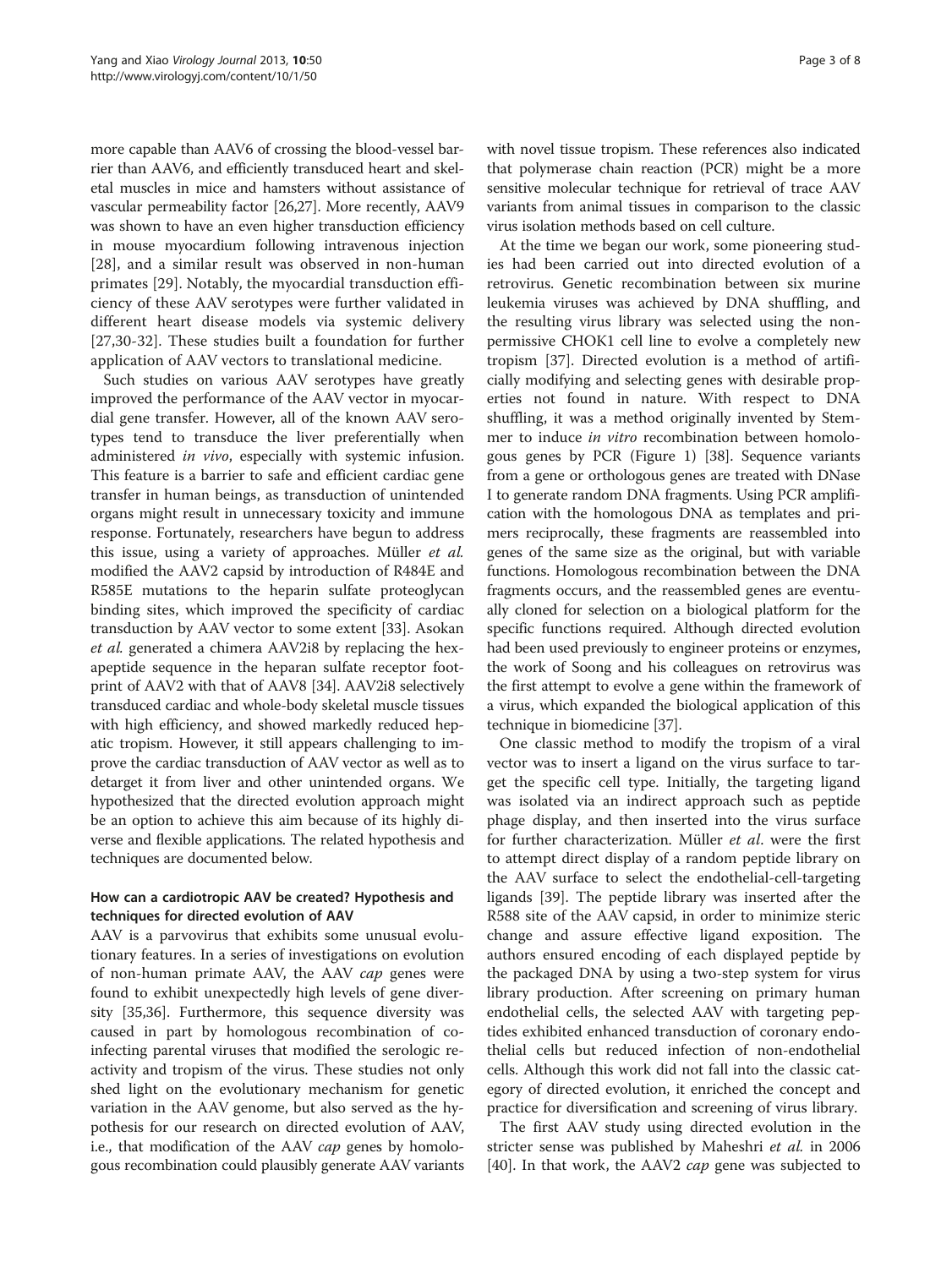more capable than AAV6 of crossing the blood-vessel barrier than AAV6, and efficiently transduced heart and skeletal muscles in mice and hamsters without assistance of vascular permeability factor [26,27]. More recently, AAV9 was shown to have an even higher transduction efficiency in mouse myocardium following intravenous injection [28], and a similar result was observed in non-human primates [29]. Notably, the myocardial transduction efficiency of these AAV serotypes were further validated in different heart disease models via systemic delivery [27,30-32]. These studies built a foundation for further application of AAV vectors to translational medicine.

Such studies on various AAV serotypes have greatly improved the performance of the AAV vector in myocardial gene transfer. However, all of the known AAV serotypes tend to transduce the liver preferentially when administered *in vivo*, especially with systemic infusion. This feature is a barrier to safe and efficient cardiac gene transfer in human beings, as transduction of unintended organs might result in unnecessary toxicity and immune response. Fortunately, researchers have begun to address this issue, using a variety of approaches. Müller *et al.* modified the AAV2 capsid by introduction of R484E and R585E mutations to the heparin sulfate proteoglycan binding sites, which improved the specificity of cardiac transduction by AAV vector to some extent [33]. Asokan *et al.* generated a chimera AAV2i8 by replacing the hexapeptide sequence in the heparan sulfate receptor footprint of AAV2 with that of AAV8 [34]. AAV2i8 selectively transduced cardiac and whole-body skeletal muscle tissues with high efficiency, and showed markedly reduced hepatic tropism. However, it still appears challenging to improve the cardiac transduction of AAV vector as well as to detarget it from liver and other unintended organs. We hypothesized that the directed evolution approach might be an option to achieve this aim because of its highly diverse and flexible applications. The related hypothesis and techniques are documented below.

## How can a cardiotropic AAV be created? Hypothesis and techniques for directed evolution of AAV

AAV is a parvovirus that exhibits some unusual evolutionary features. In a series of investigations on evolution of non-human primate AAV, the AAV *cap* genes were found to exhibit unexpectedly high levels of gene diversity [35,36]. Furthermore, this sequence diversity was caused in part by homologous recombination of co-infecting parental viruses that modified the serologic reactivity and tropism of the virus. These studies not only shed light on the evolutionary mechanism for genetic variation in the AAV genome, but also served as the hypothesis for our research on directed evolution of AAV, i.e., that modification of the AAV *cap* genes by homologous recombination could plausibly generate AAV variants with novel tissue tropism. These references also indicated that polymerase chain reaction (PCR) might be a more sensitive molecular technique for retrieval of trace AAV variants from animal tissues in comparison to the classic virus isolation methods based on cell culture.

At the time we began our work, some pioneering studies had been carried out into directed evolution of a retrovirus. Genetic recombination between six murine leukemia viruses was achieved by DNA shuffling, and the resulting virus library was selected using the non-permissive CHOK1 cell line to evolve a completely new tropism [37]. Directed evolution is a method of artificially modifying and selecting genes with desirable properties not found in nature. With respect to DNA shuffling, it was a method originally invented by Stemmer to induce *in vitro* recombination between homologous genes by PCR (Figure 1) [38]. Sequence variants from a gene or orthologous genes are treated with DNase I to generate random DNA fragments. Using PCR amplification with the homologous DNA as templates and primers reciprocally, these fragments are reassembled into genes of the same size as the original, but with variable functions. Homologous recombination between the DNA fragments occurs, and the reassembled genes are eventually cloned for selection on a biological platform for the specific functions required. Although directed evolution had been used previously to engineer proteins or enzymes, the work of Soong and his colleagues on retrovirus was the first attempt to evolve a gene within the framework of a virus, which expanded the biological application of this technique in biomedicine [37].

One classic method to modify the tropism of a viral vector was to insert a ligand on the virus surface to target the specific cell type. Initially, the targeting ligand was isolated via an indirect approach such as peptide phage display, and then inserted into the virus surface for further characterization. Müller *et al*. were the first to attempt direct display of a random peptide library on the AAV surface to select the endothelial-cell-targeting ligands [39]. The peptide library was inserted after the R588 site of the AAV capsid, in order to minimize steric change and assure effective ligand exposition. The authors ensured encoding of each displayed peptide by the packaged DNA by using a two-step system for virus library production. After screening on primary human endothelial cells, the selected AAV with targeting peptides exhibited enhanced transduction of coronary endothelial cells but reduced infection of non-endothelial cells. Although this work did not fall into the classic category of directed evolution, it enriched the concept and practice for diversification and screening of virus library.

The first AAV study using directed evolution in the stricter sense was published by Maheshri *et al.* in 2006 [40]. In that work, the AAV2 *cap* gene was subjected to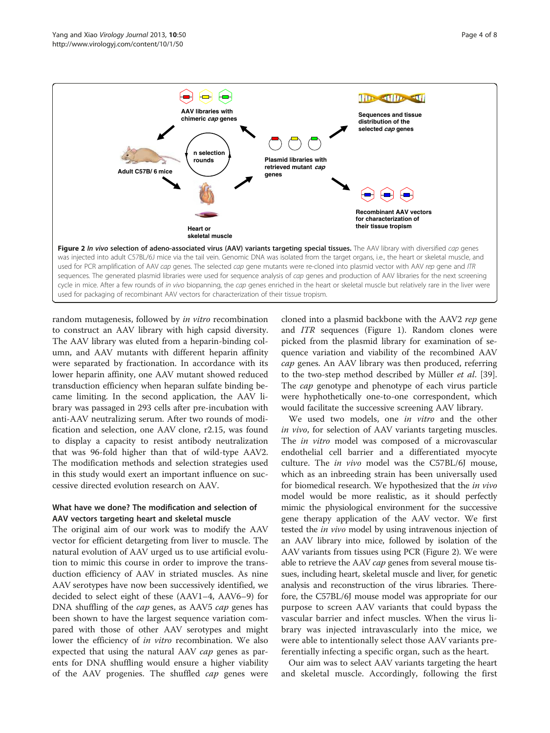Figure 2 *In vivo* selection of adeno-associated virus (AAV) variants targeting special tissues. The AAV library with diversified *cap* genes was injected into adult C57BL/6J mice via the tail vein. Genomic DNA was isolated from the target organs, i.e., the heart or skeletal muscle, and used for PCR amplification of AAV *cap* genes. The selected *cap* gene mutants were re-cloned into plasmid vector with AAV *rep* gene and *ITR* sequences. The generated plasmid libraries were used for sequence analysis of *cap* genes and production of AAV libraries for the next screening cycle in mice. After a few rounds of *in vivo* biopanning, the *cap* genes enriched in the heart or skeletal muscle but relatively rare in the liver were used for packaging of recombinant AAV vectors for characterization of their tissue tropism.

random mutagenesis, followed by *in vitro* recombination to construct an AAV library with high capsid diversity. The AAV library was eluted from a heparin-binding column, and AAV mutants with different heparin affinity were separated by fractionation. In accordance with its lower heparin affinity, one AAV mutant showed reduced transduction efficiency when heparan sulfate binding became limiting. In the second application, the AAV library was passaged in 293 cells after pre-incubation with anti-AAV neutralizing serum. After two rounds of modification and selection, one AAV clone, r2.15, was found to display a capacity to resist antibody neutralization that was 96-fold higher than that of wild-type AAV2. The modification methods and selection strategies used in this study would exert an important influence on successive directed evolution research on AAV.

### What have we done? The modification and selection of AAV vectors targeting heart and skeletal muscle

The original aim of our work was to modify the AAV vector for efficient detargeting from liver to muscle. The natural evolution of AAV urged us to use artificial evolution to mimic this course in order to improve the transduction efficiency of AAV in striated muscles. As nine AAV serotypes have now been successively identified, we decided to select eight of these (AAV1–4, AAV6–9) for DNA shuffling of the *cap* genes, as AAV5 *cap* genes has been shown to have the largest sequence variation compared with those of other AAV serotypes and might lower the efficiency of *in vitro* recombination. We also expected that using the natural AAV *cap* genes as parents for DNA shuffling would ensure a higher viability of the AAV progenies. The shuffled *cap* genes were cloned into a plasmid backbone with the AAV2 *rep* gene and *ITR* sequences (Figure 1). Random clones were picked from the plasmid library for examination of sequence variation and viability of the recombined AAV *cap* genes. An AAV library was then produced, referring to the two-step method described by Müller *et al.* [39]. The *cap* genotype and phenotype of each virus particle were hyphothetically one-to-one correspondent, which would facilitate the successive screening AAV library.

We used two models, one *in vitro* and the other *in vivo*, for selection of AAV variants targeting muscles. The *in vitro* model was composed of a microvascular endothelial cell barrier and a differentiated myocyte culture. The *in vivo* model was the C57BL/6J mouse, which as an inbreeding strain has been universally used for biomedical research. We hypothesized that the *in vivo* model would be more realistic, as it should perfectly mimic the physiological environment for the successive gene therapy application of the AAV vector. We first tested the *in vivo* model by using intravenous injection of an AAV library into mice, followed by isolation of the AAV variants from tissues using PCR (Figure 2). We were able to retrieve the AAV *cap* genes from several mouse tissues, including heart, skeletal muscle and liver, for genetic analysis and reconstruction of the virus libraries. Therefore, the C57BL/6J mouse model was appropriate for our purpose to screen AAV variants that could bypass the vascular barrier and infect muscles. When the virus library was injected intravascularly into the mice, we were able to intentionally select those AAV variants preferentially infecting a specific organ, such as the heart.

Our aim was to select AAV variants targeting the heart and skeletal muscle. Accordingly, following the first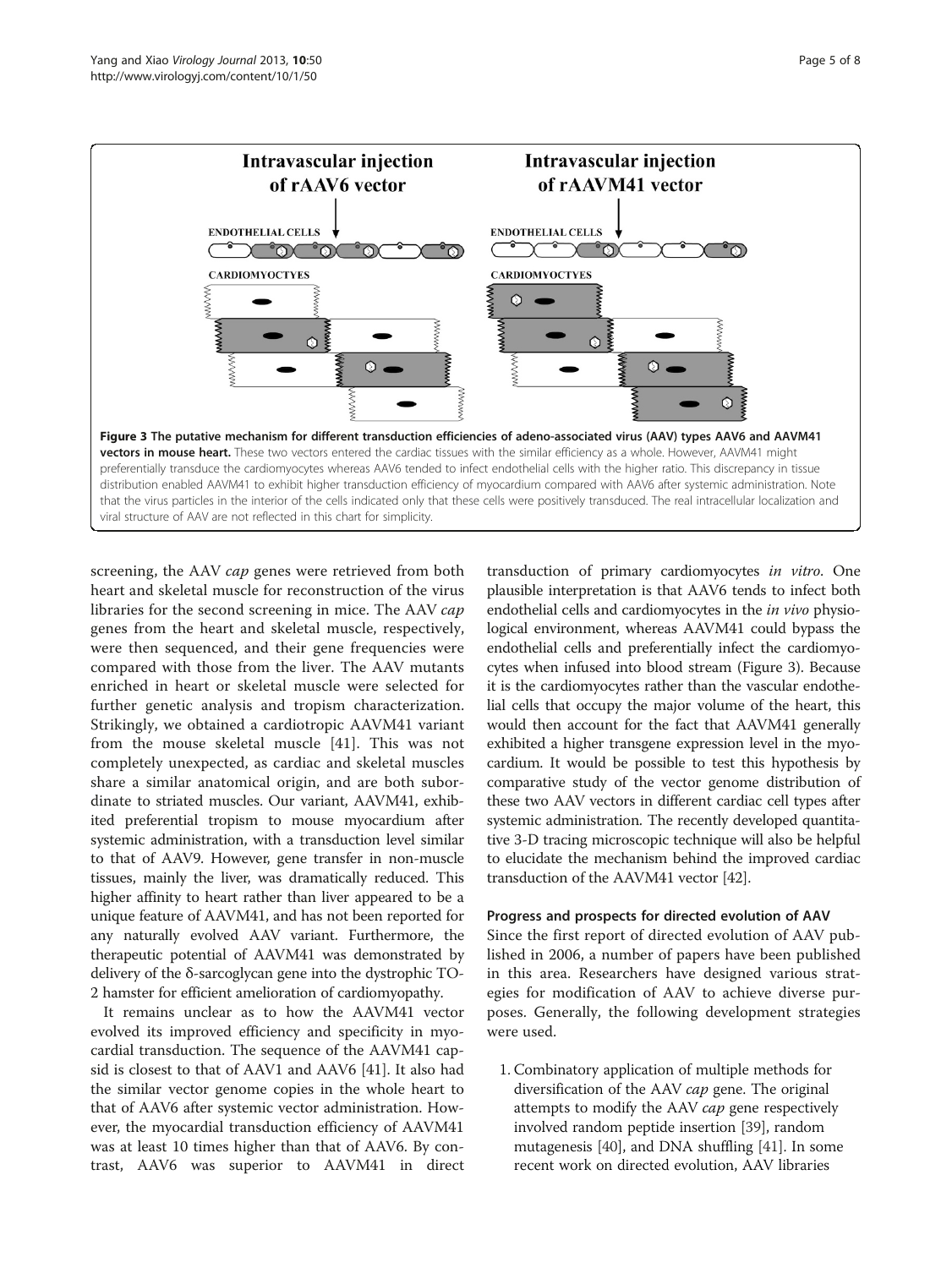**Figure 3 The putative mechanism for different transduction efficiencies of adeno-associated virus (AAV) types AAV6 and AAVM41 vectors in mouse heart.** These two vectors entered the cardiac tissues with the similar efficiency as a whole. However, AAVM41 might preferentially transduce the cardiomyocytes whereas AAV6 tended to infect endothelial cells with the higher ratio. This discrepancy in tissue distribution enabled AAVM41 to exhibit higher transduction efficiency of myocardium compared with AAV6 after systemic administration. Note that the virus particles in the interior of the cells indicated only that these cells were positively transduced. The real intracellular localization and viral structure of AAV are not reflected in this chart for simplicity.

screening, the AAV *cap* genes were retrieved from both heart and skeletal muscle for reconstruction of the virus libraries for the second screening in mice. The AAV *cap* genes from the heart and skeletal muscle, respectively, were then sequenced, and their gene frequencies were compared with those from the liver. The AAV mutants enriched in heart or skeletal muscle were selected for further genetic analysis and tropism characterization. Strikingly, we obtained a cardiotropic AAVM41 variant from the mouse skeletal muscle [41]. This was not completely unexpected, as cardiac and skeletal muscles share a similar anatomical origin, and are both subordinate to striated muscles. Our variant, AAVM41, exhibited preferential tropism to mouse myocardium after systemic administration, with a transduction level similar to that of AAV9. However, gene transfer in non-muscle tissues, mainly the liver, was dramatically reduced. This higher affinity to heart rather than liver appeared to be a unique feature of AAVM41, and has not been reported for any naturally evolved AAV variant. Furthermore, the therapeutic potential of AAVM41 was demonstrated by delivery of the δ-sarcoglycan gene into the dystrophic TO-2 hamster for efficient amelioration of cardiomyopathy.

It remains unclear as to how the AAVM41 vector evolved its improved efficiency and specificity in myocardial transduction. The sequence of the AAVM41 capsid is closest to that of AAV1 and AAV6 [41]. It also had the similar vector genome copies in the whole heart to that of AAV6 after systemic vector administration. However, the myocardial transduction efficiency of AAVM41 was at least 10 times higher than that of AAV6. By contrast, AAV6 was superior to AAVM41 in direct transduction of primary cardiomyocytes *in vitro*. One plausible interpretation is that AAV6 tends to infect both endothelial cells and cardiomyocytes in the *in vivo* physiological environment, whereas AAVM41 could bypass the endothelial cells and preferentially infect the cardiomyocytes when infused into blood stream (Figure 3). Because it is the cardiomyocytes rather than the vascular endothelial cells that occupy the major volume of the heart, this would then account for the fact that AAVM41 generally exhibited a higher transgene expression level in the myocardium. It would be possible to test this hypothesis by comparative study of the vector genome distribution of these two AAV vectors in different cardiac cell types after systemic administration. The recently developed quantitative 3-D tracing microscopic technique will also be helpful to elucidate the mechanism behind the improved cardiac transduction of the AAVM41 vector [42].

### Progress and prospects for directed evolution of AAV

Since the first report of directed evolution of AAV published in 2006, a number of papers have been published in this area. Researchers have designed various strategies for modification of AAV to achieve diverse purposes. Generally, the following development strategies were used.

1. Combinatory application of multiple methods for diversification of the AAV *cap* gene. The original attempts to modify the AAV *cap* gene respectively involved random peptide insertion [39], random mutagenesis [40], and DNA shuffling [41]. In some recent work on directed evolution, AAV libraries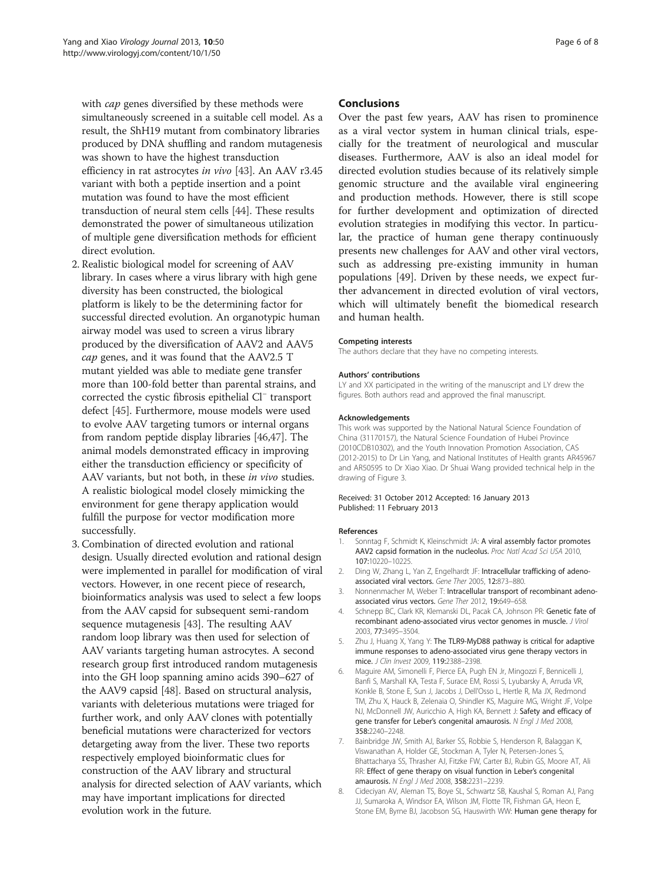with *cap* genes diversified by these methods were simultaneously screened in a suitable cell model. As a result, the ShH19 mutant from combinatory libraries produced by DNA shuffling and random mutagenesis was shown to have the highest transduction efficiency in rat astrocytes *in vivo* [43]. An AAV r3.45 variant with both a peptide insertion and a point mutation was found to have the most efficient transduction of neural stem cells [44]. These results demonstrated the power of simultaneous utilization of multiple gene diversification methods for efficient direct evolution.

2. Realistic biological model for screening of AAV library. In cases where a virus library with high gene diversity has been constructed, the biological platform is likely to be the determining factor for successful directed evolution. An organotypic human airway model was used to screen a virus library produced by the diversification of AAV2 and AAV5 *cap* genes, and it was found that the AAV2.5 T mutant yielded was able to mediate gene transfer more than 100-fold better than parental strains, and corrected the cystic fibrosis epithelial $Cl^-$ transport defect [45]. Furthermore, mouse models were used to evolve AAV targeting tumors or internal organs from random peptide display libraries [46,47]. The animal models demonstrated efficacy in improving either the transduction efficiency or specificity of AAV variants, but not both, in these *in vivo* studies. A realistic biological model closely mimicking the environment for gene therapy application would fulfill the purpose for vector modification more successfully.
3. Combination of directed evolution and rational design. Usually directed evolution and rational design were implemented in parallel for modification of viral vectors. However, in one recent piece of research, bioinformatics analysis was used to select a few loops from the AAV capsid for subsequent semi-random sequence mutagenesis [43]. The resulting AAV random loop library was then used for selection of AAV variants targeting human astrocytes. A second research group first introduced random mutagenesis into the GH loop spanning amino acids 390–627 of the AAV9 capsid [48]. Based on structural analysis, variants with deleterious mutations were triaged for further work, and only AAV clones with potentially beneficial mutations were characterized for vectors detargeting away from the liver. These two reports respectively employed bioinformatic clues for construction of the AAV library and structural analysis for directed selection of AAV variants, which may have important implications for directed evolution work in the future.

## Conclusions

Over the past few years, AAV has risen to prominence as a viral vector system in human clinical trials, especially for the treatment of neurological and muscular diseases. Furthermore, AAV is also an ideal model for directed evolution studies because of its relatively simple genomic structure and the available viral engineering and production methods. However, there is still scope for further development and optimization of directed evolution strategies in modifying this vector. In particular, the practice of human gene therapy continuously presents new challenges for AAV and other viral vectors, such as addressing pre-existing immunity in human populations [49]. Driven by these needs, we expect further advancement in directed evolution of viral vectors, which will ultimately benefit the biomedical research and human health.

#### Competing interests

The authors declare that they have no competing interests.

#### Authors' contributions

LY and XX participated in the writing of the manuscript and LY drew the figures. Both authors read and approved the final manuscript.

#### Acknowledgements

This work was supported by the National Natural Science Foundation of China (31170157), the Natural Science Foundation of Hubei Province (2010CDB10302), and the Youth Innovation Promotion Association, CAS (2012-2015) to Dr Lin Yang, and National Institutes of Health grants AR45967 and AR50595 to Dr Xiao Xiao. Dr Shuai Wang provided technical help in the drawing of Figure 3.

Received: 31 October 2012 Accepted: 16 January 2013
Published: 11 February 2013

#### References

1. Sonntag F, Schmidt K, Kleinschmidt JA: **A viral assembly factor promotes AAV2 capsid formation in the nucleolus.** *Proc Natl Acad Sci USA* 2010, **107:**10220–10225.
2. Ding W, Zhang L, Yan Z, Engelhardt JF: **Intracellular trafficking of adeno-associated viral vectors.** *Gene Ther* 2005, **12:**873–880.
3. Nonnenmacher M, Weber T: **Intracellular transport of recombinant adeno-associated virus vectors.** *Gene Ther* 2012, **19:**649–658.
4. Schnepp BC, Clark KR, Klemanski DL, Pacak CA, Johnson PR: **Genetic fate of recombinant adeno-associated virus vector genomes in muscle.** *J Virol* 2003, **77:**3495–3504.
5. Zhu J, Huang X, Yang Y: **The TLR9-MyD88 pathway is critical for adaptive immune responses to adeno-associated virus gene therapy vectors in mice.** *J Clin Invest* 2009, **119:**2388–2398.
6. Maguire AM, Simonelli F, Pierce EA, Pugh EN Jr, Mingozzi F, Bennicelli J, Banfi S, Marshall KA, Testa F, Surace EM, Rossi S, Lyubarsky A, Arruda VR, Konkle B, Stone E, Sun J, Jacobs J, Dell'Osso L, Hertle R, Ma JX, Redmond TM, Zhu X, Hauck B, Zelenaia O, Shindler KS, Maguire MG, Wright JF, Volpe NJ, McDonnell JW, Auricchio A, High KA, Bennett J: **Safety and efficacy of gene transfer for Leber's congenital amaurosis.** *N Engl J Med* 2008, **358:**2240–2248.
7. Bainbridge JW, Smith AJ, Barker SS, Robbie S, Henderson R, Balaggan K, Viswanathan A, Holder GE, Stockman A, Tyler N, Petersen-Jones S, Bhattacharya SS, Thrasher AJ, Fitzke FW, Carter BJ, Rubin GS, Moore AT, Ali RR: **Effect of gene therapy on visual function in Leber's congenital amaurosis.** *N Engl J Med* 2008, **358:**2231–2239.
8. Cideciyan AV, Aleman TS, Boye SL, Schwartz SB, Kaushal S, Roman AJ, Pang JJ, Sumaroka A, Windsor EA, Wilson JM, Flotte TR, Fishman GA, Heon E, Stone EM, Byrne BJ, Jacobson SG, Hauswirth WW: **Human gene therapy for**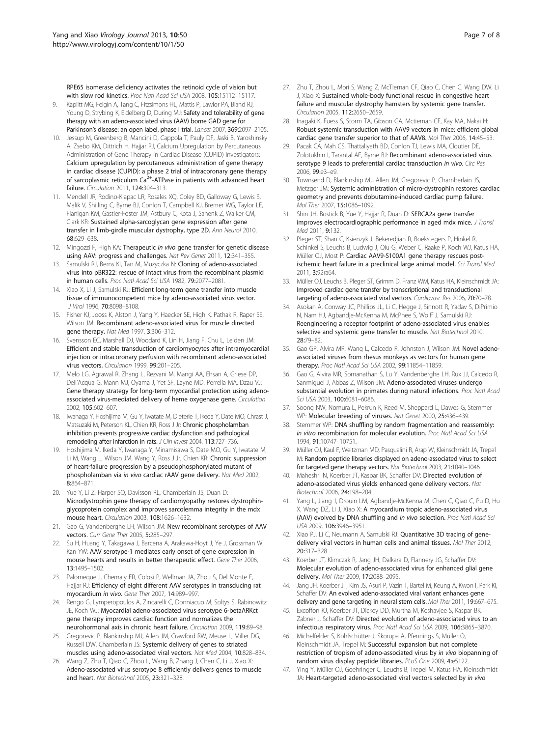RPE65 isomerase deficiency activates the retinoid cycle of vision but with slow rod kinetics. *Proc Natl Acad Sci USA* 2008, **105:**15112–15117.

9. Kaplitt MG, Feigin A, Tang C, Fitzsimons HL, Mattis P, Lawlor PA, Bland RJ, Young D, Strybing K, Eidelberg D, During MJ: **Safety and tolerability of gene therapy with an adeno-associated virus (AAV) borne GAD gene for Parkinson's disease: an open label, phase I trial.** *Lancet* 2007, **369:**2097–2105.
10. Jessup M, Greenberg B, Mancini D, Cappola T, Pauly DF, Jaski B, Yaroshinsky A, Zsebo KM, Dittrich H, Hajjar RJ, Calcium Upregulation by Percutaneous Administration of Gene Therapy in Cardiac Disease (CUPID) Investigators: **Calcium upregulation by percutaneous administration of gene therapy in cardiac disease (CUPID): a phase 2 trial of intracoronary gene therapy of sarcoplasmic reticulum $Ca^{2+}$-ATPase in patients with advanced heart failure.** *Circulation* 2011, **124:**304–313.
11. Mendell JR, Rodino-Klapac LR, Rosales XQ, Coley BD, Galloway G, Lewis S, Malik V, Shilling C, Byrne BJ, Conlon T, Campbell KJ, Bremer WG, Taylor LE, Flanigan KM, Gastier-Foster JM, Astbury C, Kota J, Sahenk Z, Walker CM, Clark KR: **Sustained alpha-sarcoglycan gene expression after gene transfer in limb-girdle muscular dystrophy, type 2D.** *Ann Neurol* 2010, **68:**629–638.
12. Mingozzi F, High KA: **Therapeutic *in vivo* gene transfer for genetic disease using AAV: progress and challenges.** *Nat Rev Genet* 2011, **12:**341–355.
13. Samulski RJ, Berns KI, Tan M, Muzyczka N: **Cloning of adeno-associated virus into pBR322: rescue of intact virus from the recombinant plasmid in human cells.** *Proc Natl Acad Sci USA* 1982, **79:**2077–2081.
14. Xiao X, Li J, Samulski RJ: **Efficient long-term gene transfer into muscle tissue of immunocompetent mice by adeno-associated virus vector.** *J Virol* 1996, **70:**8098–8108.
15. Fisher KJ, Jooss K, Alston J, Yang Y, Haecker SE, High K, Pathak R, Raper SE, Wilson JM: **Recombinant adeno-associated virus for muscle directed gene therapy.** *Nat Med* 1997, **3:**306–312.
16. Svensson EC, Marshall DJ, Woodard K, Lin H, Jiang F, Chu L, Leiden JM: **Efficient and stable transduction of cardiomyocytes after intramyocardial injection or intracoronary perfusion with recombinant adeno-associated virus vectors.** *Circulation* 1999, **99:**201–205.
17. Melo LG, Agrawal R, Zhang L, Rezvani M, Mangi AA, Ehsan A, Griese DP, Dell'Acqua G, Mann MJ, Oyama J, Yet SF, Layne MD, Perrella MA, Dzau VJ: **Gene therapy strategy for long-term myocardial protection using adeno-associated virus-mediated delivery of heme oxygenase gene.** *Circulation* 2002, **105:**602–607.
18. Iwanaga Y, Hoshijima M, Gu Y, Iwatate M, Dieterle T, Ikeda Y, Date MO, Chrast J, Matsuzaki M, Peterson KL, Chien KR, Ross J Jr: **Chronic phospholamban inhibition prevents progressive cardiac dysfunction and pathological remodeling after infarction in rats.** *J Clin Invest* 2004, **113:**727–736.
19. Hoshijima M, Ikeda Y, Iwanaga Y, Minamisawa S, Date MO, Gu Y, Iwatate M, Li M, Wang L, Wilson JM, Wang Y, Ross J Jr, Chien KR: **Chronic suppression of heart-failure progression by a pseudophosphorylated mutant of phospholamban via *in vivo* cardiac rAAV gene delivery.** *Nat Med* 2002, **8:**864–871.
20. Yue Y, Li Z, Harper SQ, Davisson RL, Chamberlain JS, Duan D: **Microdystrophin gene therapy of cardiomyopathy restores dystrophin-glycoprotein complex and improves sarcolemma integrity in the mdx mouse heart.** *Circulation* 2003, **108:**1626–1632.
21. Gao G, Vandenberghe LH, Wilson JM: **New recombinant serotypes of AAV vectors.** *Curr Gene Ther* 2005, **5:**285–297.
22. Su H, Huang Y, Takagawa J, Barcena A, Arakawa-Hoyt J, Ye J, Grossman W, Kan YW: **AAV serotype-1 mediates early onset of gene expression in mouse hearts and results in better therapeutic effect.** *Gene Ther* 2006, **13:**1495–1502.
23. Palomeque J, Chemaly ER, Colosi P, Wellman JA, Zhou S, Del Monte F, Hajjar RJ: **Efficiency of eight different AAV serotypes in transducing rat myocardium *in vivo*.** *Gene Ther* 2007, **14:**989–997.
24. Rengo G, Lymperopoulos A, Zincarelli C, Donniacuo M, Soltys S, Rabinowitz JE, Koch WJ: **Myocardial adeno-associated virus serotype 6-betaARKct gene therapy improves cardiac function and normalizes the neurohormonal axis in chronic heart failure.** *Circulation* 2009, **119:**89–98.
25. Gregorevic P, Blankinship MJ, Allen JM, Crawford RW, Meuse L, Miller DG, Russell DW, Chamberlain JS: **Systemic delivery of genes to striated muscles using adeno-associated viral vectors.** *Nat Med* 2004, **10:**828–834.
26. Wang Z, Zhu T, Qiao C, Zhou L, Wang B, Zhang J, Chen C, Li J, Xiao X: **Adeno-associated virus serotype 8 efficiently delivers genes to muscle and heart.** *Nat Biotechnol* 2005, **23:**321–328.
27. Zhu T, Zhou L, Mori S, Wang Z, McTiernan CF, Qiao C, Chen C, Wang DW, Li J, Xiao X: **Sustained whole-body functional rescue in congestive heart failure and muscular dystrophy hamsters by systemic gene transfer.** *Circulation* 2005, **112:**2650–2659.
28. Inagaki K, Fuess S, Storm TA, Gibson GA, Mctiernan CF, Kay MA, Nakai H: **Robust systemic transduction with AAV9 vectors in mice: efficient global cardiac gene transfer superior to that of AAV8.** *Mol Ther* 2006, **14:**45–53.
29. Pacak CA, Mah CS, Thattaliyath BD, Conlon TJ, Lewis MA, Cloutier DE, Zolotukhin I, Tarantal AF, Byrne BJ: **Recombinant adeno-associated virus serotype 9 leads to preferential cardiac transduction *in vivo*.** *Circ Res* 2006, **99:**e3–e9.
30. Townsend D, Blankinship MJ, Allen JM, Gregorevic P, Chamberlain JS, Metzger JM: **Systemic administration of micro-dystrophin restores cardiac geometry and prevents dobutamine-induced cardiac pump failure.** *Mol Ther* 2007, **15:**1086–1092.
31. Shin JH, Bostick B, Yue Y, Hajjar R, Duan D: **SERCA2a gene transfer improves electrocardiographic performance in aged mdx mice.** *J Transl Med* 2011, **9:**132.
32. Pleger ST, Shan C, Ksienzyk J, Bekeredjian R, Boekstegers P, Hinkel R, Schinkel S, Leuchs B, Ludwig J, Qiu G, Weber C, Raake P, Koch WJ, Katus HA, Müller OJ, Most P: **Cardiac AAV9-S100A1 gene therapy rescues post-ischemic heart failure in a preclinical large animal model.** *Sci Transl Med* 2011, **3:**92ra64.
33. Müller OJ, Leuchs B, Pleger ST, Grimm D, Franz WM, Katus HA, Kleinschmidt JA: **Improved cardiac gene transfer by transcriptional and transductional targeting of adeno-associated viral vectors.** *Cardiovasc Res* 2006, **70:**70–78.
34. Asokan A, Conway JC, Phillips JL, Li C, Hegge J, Sinnott R, Yadav S, DiPrimio N, Nam HJ, Agbandje-McKenna M, McPhee S, Wolff J, Samulski RJ: **Reengineering a receptor footprint of adeno-associated virus enables selective and systemic gene transfer to muscle.** *Nat Biotechnol* 2010, **28:**79–82.
35. Gao GP, Alvira MR, Wang L, Calcedo R, Johnston J, Wilson JM: **Novel adeno-associated viruses from rhesus monkeys as vectors for human gene therapy.** *Proc Natl Acad Sci USA* 2002, **99:**11854–11859.
36. Gao G, Alvira MR, Somanathan S, Lu Y, Vandenberghe LH, Rux JJ, Calcedo R, Sanmiguel J, Abbas Z, Wilson JM: **Adeno-associated viruses undergo substantial evolution in primates during natural infections.** *Proc Natl Acad Sci USA* 2003, **100:**6081–6086.
37. Soong NW, Nomura L, Pekrun K, Reed M, Sheppard L, Dawes G, Stemmer WP: **Molecular breeding of viruses.** *Nat Genet* 2000, **25:**436–439.
38. Stemmer WP: **DNA shuffling by random fragmentation and reassembly: *in vitro* recombination for molecular evolution.** *Proc Natl Acad Sci USA* 1994, **91:**10747–10751.
39. Müller OJ, Kaul F, Weitzman MD, Pasqualini R, Arap W, Kleinschmidt JA, Trepel M: **Random peptide libraries displayed on adeno-associated virus to select for targeted gene therapy vectors.** *Nat Biotechnol* 2003, **21:**1040–1046.
40. Maheshri N, Koerber JT, Kaspar BK, Schaffer DV: **Directed evolution of adeno-associated virus yields enhanced gene delivery vectors.** *Nat Biotechnol* 2006, **24:**198–204.
41. Yang L, Jiang J, Drouin LM, Agbandje-McKenna M, Chen C, Qiao C, Pu D, Hu X, Wang DZ, Li J, Xiao X: **A myocardium tropic adeno-associated virus (AAV) evolved by DNA shuffling and *in vivo* selection.** *Proc Natl Acad Sci USA* 2009, **106:**3946–3951.
42. Xiao PJ, Li C, Neumann A, Samulski RJ: **Quantitative 3D tracing of gene-delivery viral vectors in human cells and animal tissues.** *Mol Ther* 2012, **20:**317–328.
43. Koerber JT, Klimczak R, Jang JH, Dalkara D, Flannery JG, Schaffer DV: **Molecular evolution of adeno-associated virus for enhanced glial gene delivery.** *Mol Ther* 2009, **17:**2088–2095.
44. Jang JH, Koerber JT, Kim JS, Asuri P, Vazin T, Bartel M, Keung A, Kwon I, Park KI, Schaffer DV: **An evolved adeno-associated viral variant enhances gene delivery and gene targeting in neural stem cells.** *Mol Ther* 2011, **19:**667–675.
45. Excoffon KJ, Koerber JT, Dickey DD, Murtha M, Keshavjee S, Kaspar BK, Zabner J, Schaffer DV: **Directed evolution of adeno-associated virus to an infectious respiratory virus.** *Proc Natl Acad Sci USA* 2009, **106:**3865–3870.
46. Michelfelder S, Kohlschütter J, Skorupa A, Pfennings S, Müller O, Kleinschmidt JA, Trepel M: **Successful expansion but not complete restriction of tropism of adeno-associated virus by *in vivo* biopanning of random virus display peptide libraries.** *PLoS One* 2009, **4:**e5122.
47. Ying Y, Müller OJ, Goehringer C, Leuchs B, Trepel M, Katus HA, Kleinschmidt JA: **Heart-targeted adeno-associated viral vectors selected by *in vivo***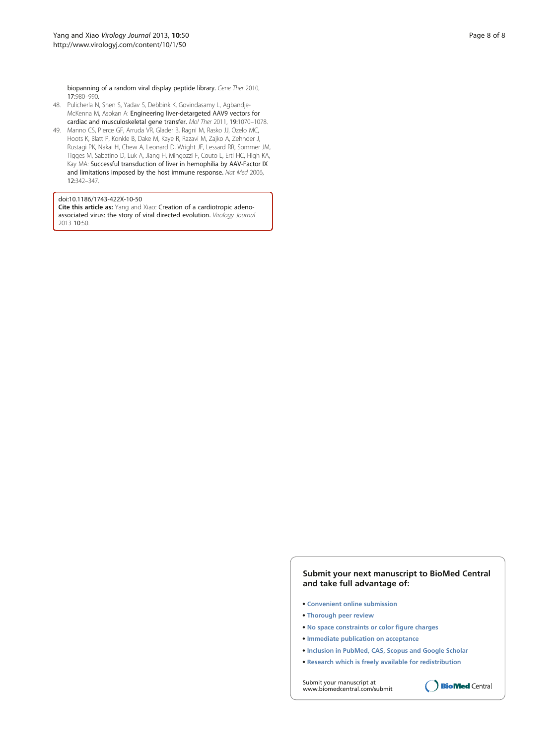biopanning of a random viral display peptide library. *Gene Ther* 2010, **17**:980–990.

48. Pulicherla N, Shen S, Yadav S, Debbink K, Govindasamy L, Agbandje-McKenna M, Asokan A: **Engineering liver-detargeted AAV9 vectors for cardiac and musculoskeletal gene transfer.** *Mol Ther* 2011, **19**:1070–1078.
49. Manno CS, Pierce GF, Arruda VR, Glader B, Ragni M, Rasko JJ, Ozelo MC, Hoots K, Blatt P, Konkle B, Dake M, Kaye R, Razavi M, Zajko A, Zehnder J, Rustagi PK, Nakai H, Chew A, Leonard D, Wright JF, Lessard RR, Sommer JM, Tigges M, Sabatino D, Luk A, Jiang H, Mingozzi F, Couto L, Ertl HC, High KA, Kay MA: **Successful transduction of liver in hemophilia by AAV-Factor IX and limitations imposed by the host immune response.** *Nat Med* 2006, **12**:342–347.

doi:10.1186/1743-422X-10-50
**Cite this article as:** Yang and Xiao: Creation of a cardiotropic adeno-associated virus: the story of viral directed evolution. *Virology Journal* 2013 **10**:50.

**Submit your next manuscript to BioMed Central and take full advantage of:**

- **Convenient online submission**
- **Thorough peer review**
- **No space constraints or color figure charges**
- **Immediate publication on acceptance**
- **Inclusion in PubMed, CAS, Scopus and Google Scholar**
- **Research which is freely available for redistribution**

Submit your manuscript at
www.biomedcentral.com/submit

BioMed Central